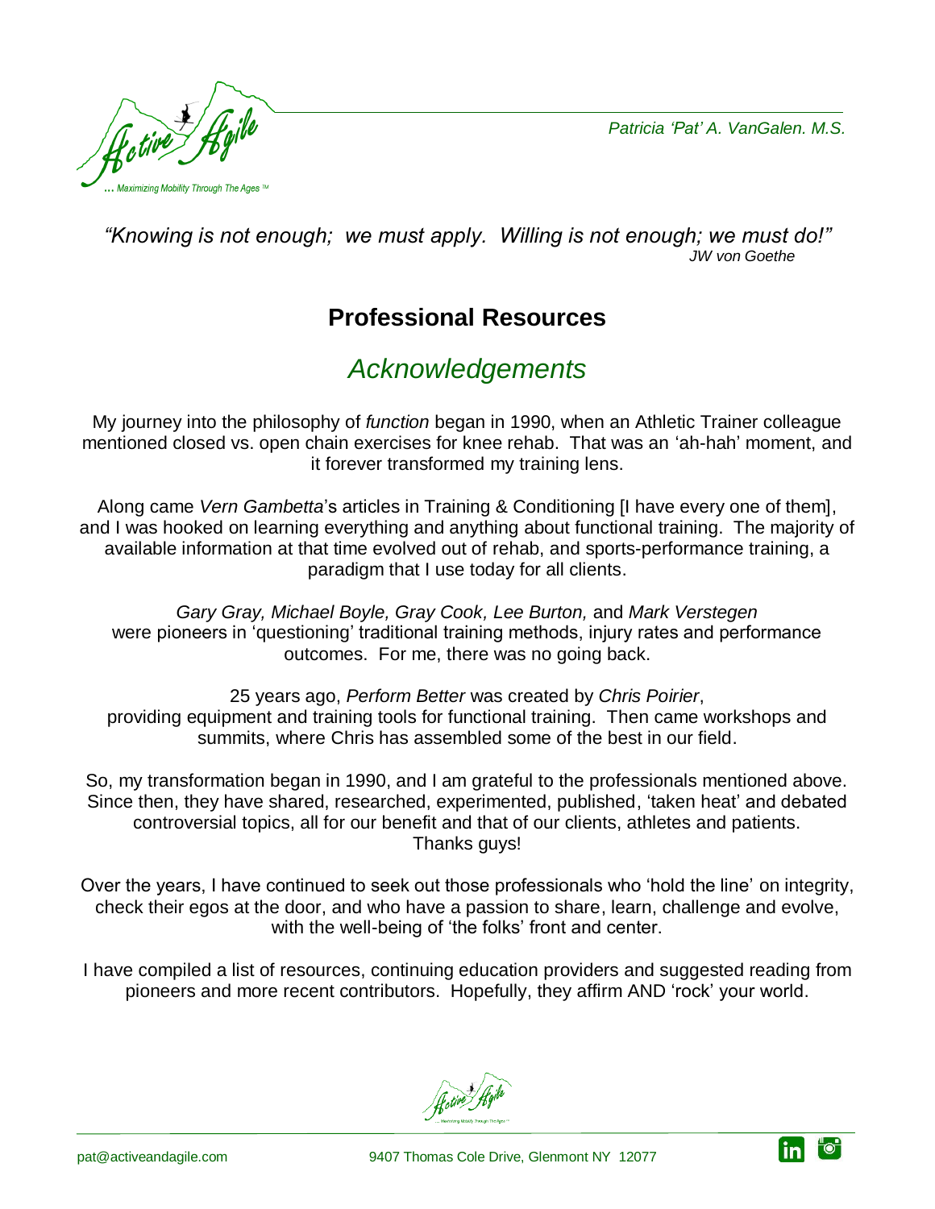Patricia 'Pat' A. VanGalen. M.S.

*"Knowing is not enough; we must apply. Willing is not enough; we must do!"*
*JW von Goethe*

## Professional Resources

## *Acknowledgements*

My journey into the philosophy of *function* began in 1990, when an Athletic Trainer colleague mentioned closed vs. open chain exercises for knee rehab. That was an 'ah-hah' moment, and it forever transformed my training lens.

Along came *Vern Gambetta*'s articles in Training & Conditioning [I have every one of them], and I was hooked on learning everything and anything about functional training. The majority of available information at that time evolved out of rehab, and sports-performance training, a paradigm that I use today for all clients.

*Gary Gray, Michael Boyle, Gray Cook, Lee Burton,* and *Mark Verstegen* were pioneers in 'questioning' traditional training methods, injury rates and performance outcomes. For me, there was no going back.

25 years ago, *Perform Better* was created by *Chris Poirier*, providing equipment and training tools for functional training. Then came workshops and summits, where Chris has assembled some of the best in our field.

So, my transformation began in 1990, and I am grateful to the professionals mentioned above. Since then, they have shared, researched, experimented, published, 'taken heat' and debated controversial topics, all for our benefit and that of our clients, athletes and patients. Thanks guys!

Over the years, I have continued to seek out those professionals who 'hold the line' on integrity, check their egos at the door, and who have a passion to share, learn, challenge and evolve, with the well-being of 'the folks' front and center.

I have compiled a list of resources, continuing education providers and suggested reading from pioneers and more recent contributors. Hopefully, they affirm AND 'rock' your world.

pat@activeandagile.com 9407 Thomas Cole Drive, Glenmont NY 12077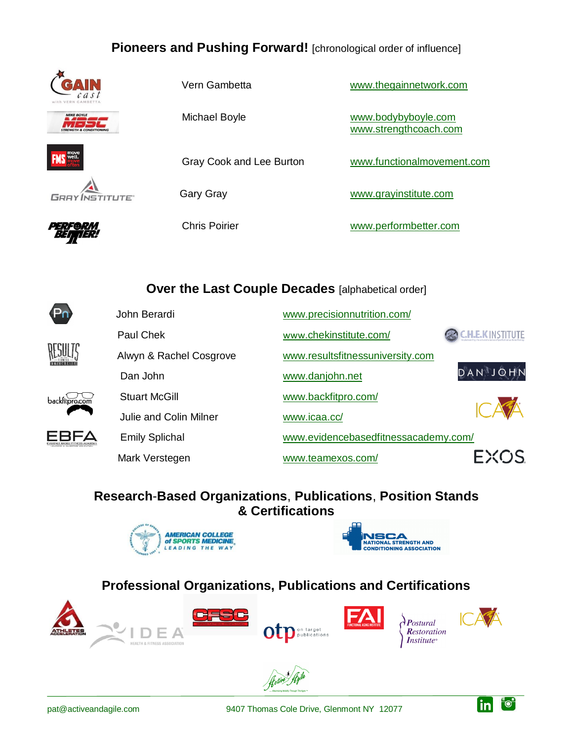## **Pioneers and Pushing Forward!** [chronological order of influence]

| | | |
|---|---|---|
| Vern Gambetta | www.thegainnetwork.com |
| Michael Boyle | www.bodybyboyle.com<br>www.strengthcoach.com |
| Gray Cook and Lee Burton | www.functionalmovement.com |
| Gary Gray | www.grayinstitute.com |
| Chris Poirier | www.performbetter.com |

## **Over the Last Couple Decades** [alphabetical order]

| | |
|---|---|
| John Berardi | www.precisionnutrition.com/ |
| Paul Chek | www.chekinstitute.com/ |
| Alwyn & Rachel Cosgrove | www.resultsfitnessuniversity.com |
| Dan John | www.danjohn.net |
| Stuart McGill | www.backfitpro.com/ |
| Julie and Colin Milner | www.icaa.cc/ |
| Emily Splichal | www.evidencebasedfitnessacademy.com/ |
| Mark Verstegen | www.teamexos.com/ |

## **Research-Based Organizations, Publications, Position Stands & Certifications**

## **Professional Organizations, Publications and Certifications**

pat@activeandagile.com

9407 Thomas Cole Drive, Glenmont NY 12077